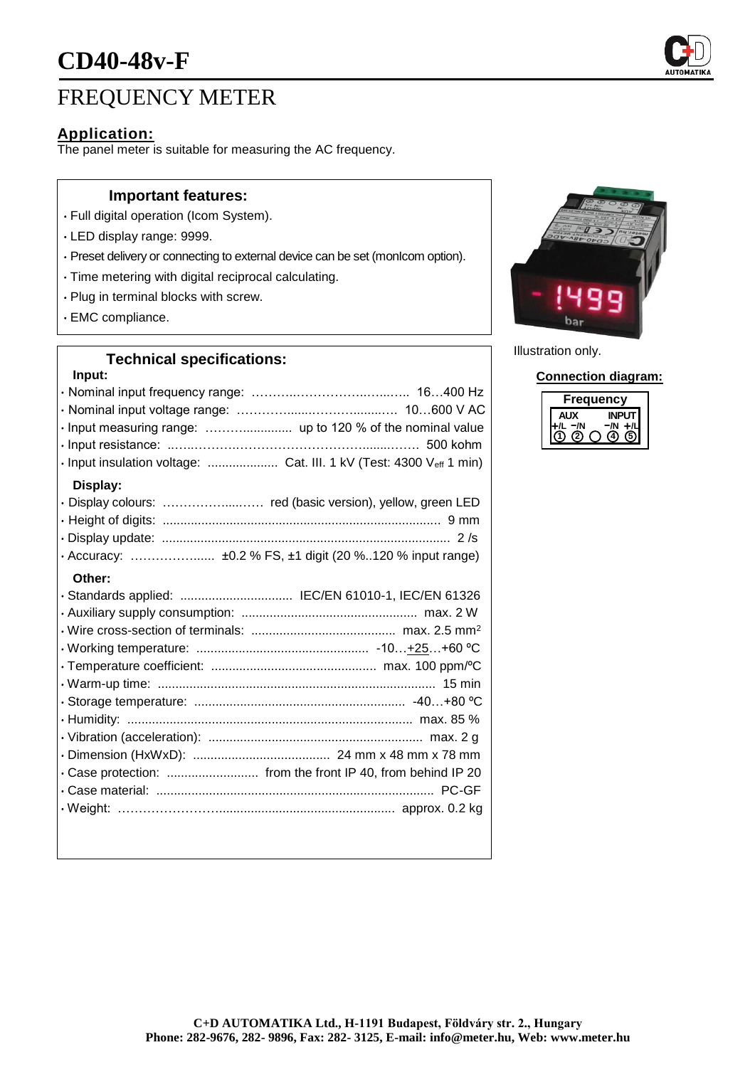# CD40-48v-F

# FREQUENCY METER

## Application:

The panel meter is suitable for measuring the AC frequency.

### Important features:

- Full digital operation (Icom System).
- LED display range: 9999.
- Preset delivery or connecting to external device can be set (monIcom option).
- Time metering with digital reciprocal calculating.
- Plug in terminal blocks with screw.
- EMC compliance.

### Technical specifications:

**Input:**

- Nominal input frequency range: ................ 16…400 Hz
- Nominal input voltage range: ................ 10…600 V AC
- Input measuring range: ................ up to 120 % of the nominal value
- Input resistance: ................ 500 kohm
- Input insulation voltage: ................ Cat. III. 1 kV (Test: 4300 $V_{eff}$ 1 min)

**Display:**

- Display colours: ................ red (basic version), yellow, green LED
- Height of digits: ................ 9 mm
- Display update: ................ 2 /s
- Accuracy: ................ ±0.2 % FS, ±1 digit (20 %..120 % input range)

**Other:**

- Standards applied: ................ IEC/EN 61010-1, IEC/EN 61326
- Auxiliary supply consumption: ................ max. 2 W
- Wire cross-section of terminals: ................ max. 2.5 mm$^2$
- Working temperature: ................ -10…+25…+60 ºC
- Temperature coefficient: ................ max. 100 ppm/ºC
- Warm-up time: ................ 15 min
- Storage temperature: ................ -40…+80 ºC
- Humidity: ................ max. 85 %
- Vibration (acceleration): ................ max. 2 g
- Dimension (HxWxD): ................ 24 mm x 48 mm x 78 mm
- Case protection: ................ from the front IP 40, from behind IP 20
- Case material: ................ PC-GF
- Weight: ................ approx. 0.2 kg

Illustration only.

**Connection diagram:**

Frequency

| AUX | | | INPUT | |
|---|---|---|---|---|
| +/L | −/N | | −/N | +/L |
| ① | ② | ○ | ④ | ⑤ |

C+D AUTOMATIKA Ltd., H-1191 Budapest, Földváry str. 2., Hungary
Phone: 282-9676, 282- 9896, Fax: 282- 3125, E-mail: info@meter.hu, Web: www.meter.hu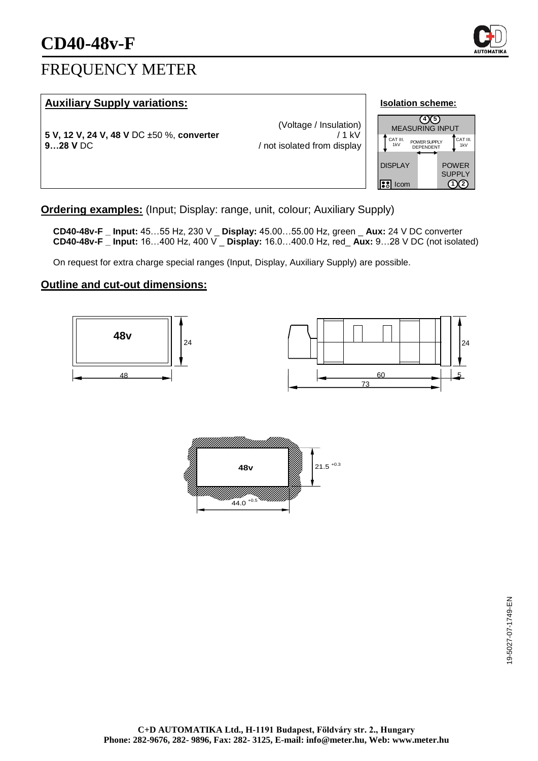# CD40-48v-F

## FREQUENCY METER

### Auxiliary Supply variations:

(Voltage / Insulation)

**5 V, 12 V, 24 V, 48 V** DC ±50 %, **converter** / 1 kV
**9…28 V** DC / not isolated from display

**Isolation scheme:**

4 5
MEASURING INPUT
CAT III. 1kV
POWER SUPPLY DEPENDENT
CAT III. 1kV
DISPLAY
POWER SUPPLY
Icom
1 2

### Ordering examples: (Input; Display: range, unit, colour; Auxiliary Supply)

**CD40-48v-F _ Input:** 45…55 Hz, 230 V _ **Display:** 45.00…55.00 Hz, green _ **Aux:** 24 V DC converter
**CD40-48v-F _ Input:** 16…400 Hz, 400 V _ **Display:** 16.0…400.0 Hz, red_ **Aux:** 9…28 V DC (not isolated)

On request for extra charge special ranges (Input, Display, Auxiliary Supply) are possible.

### Outline and cut-out dimensions:

48v
24
48
24
60
5
73

48v
21.5 +0.3
44.0 +0.5

19-5027-07-1749-EN

**C+D AUTOMATIKA Ltd., H-1191 Budapest, Földváry str. 2., Hungary**
**Phone: 282-9676, 282- 9896, Fax: 282- 3125, E-mail: info@meter.hu, Web: www.meter.hu**